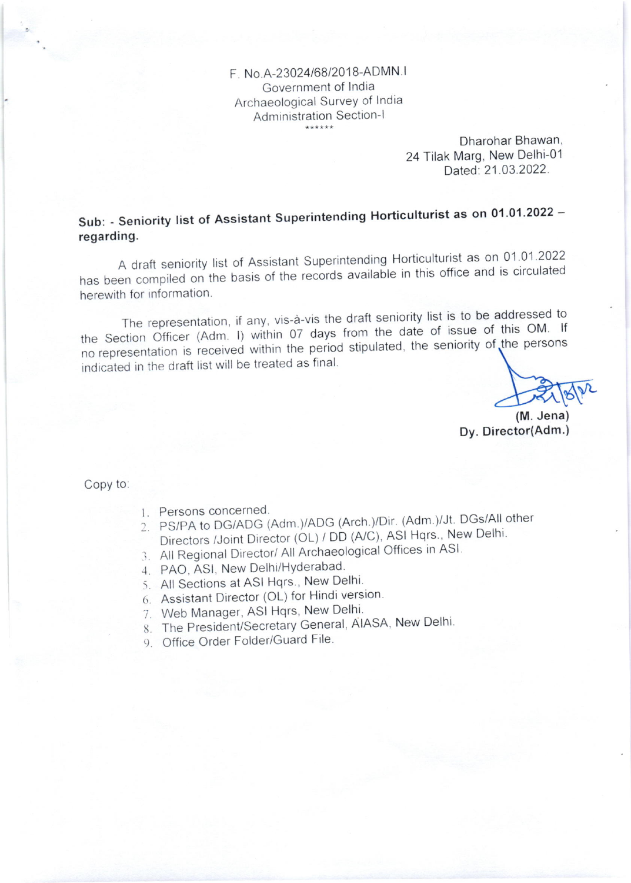F. No.A-23024/68/2018-ADMN.I
Government of India
Archaeological Survey of India
Administration Section-I
\*\*\*\*\*\*

Dharohar Bhawan,
24 Tilak Marg, New Delhi-01
Dated: 21.03.2022.

**Sub: - Seniority list of Assistant Superintending Horticulturist as on 01.01.2022 – regarding.**

A draft seniority list of Assistant Superintending Horticulturist as on 01.01.2022 has been compiled on the basis of the records available in this office and is circulated herewith for information.

The representation, if any, vis-à-vis the draft seniority list is to be addressed to the Section Officer (Adm. I) within 07 days from the date of issue of this OM. If no representation is received within the period stipulated, the seniority of the persons indicated in the draft list will be treated as final.

**(M. Jena)**
**Dy. Director(Adm.)**

Copy to:

1. Persons concerned.
2. PS/PA to DG/ADG (Adm.)/ADG (Arch.)/Dir. (Adm.)/Jt. DGs/All other Directors /Joint Director (OL) / DD (A/C), ASI Hqrs., New Delhi.
3. All Regional Director/ All Archaeological Offices in ASI.
4. PAO, ASI, New Delhi/Hyderabad.
5. All Sections at ASI Hqrs., New Delhi.
6. Assistant Director (OL) for Hindi version.
7. Web Manager, ASI Hqrs, New Delhi.
8. The President/Secretary General, AIASA, New Delhi.
9. Office Order Folder/Guard File.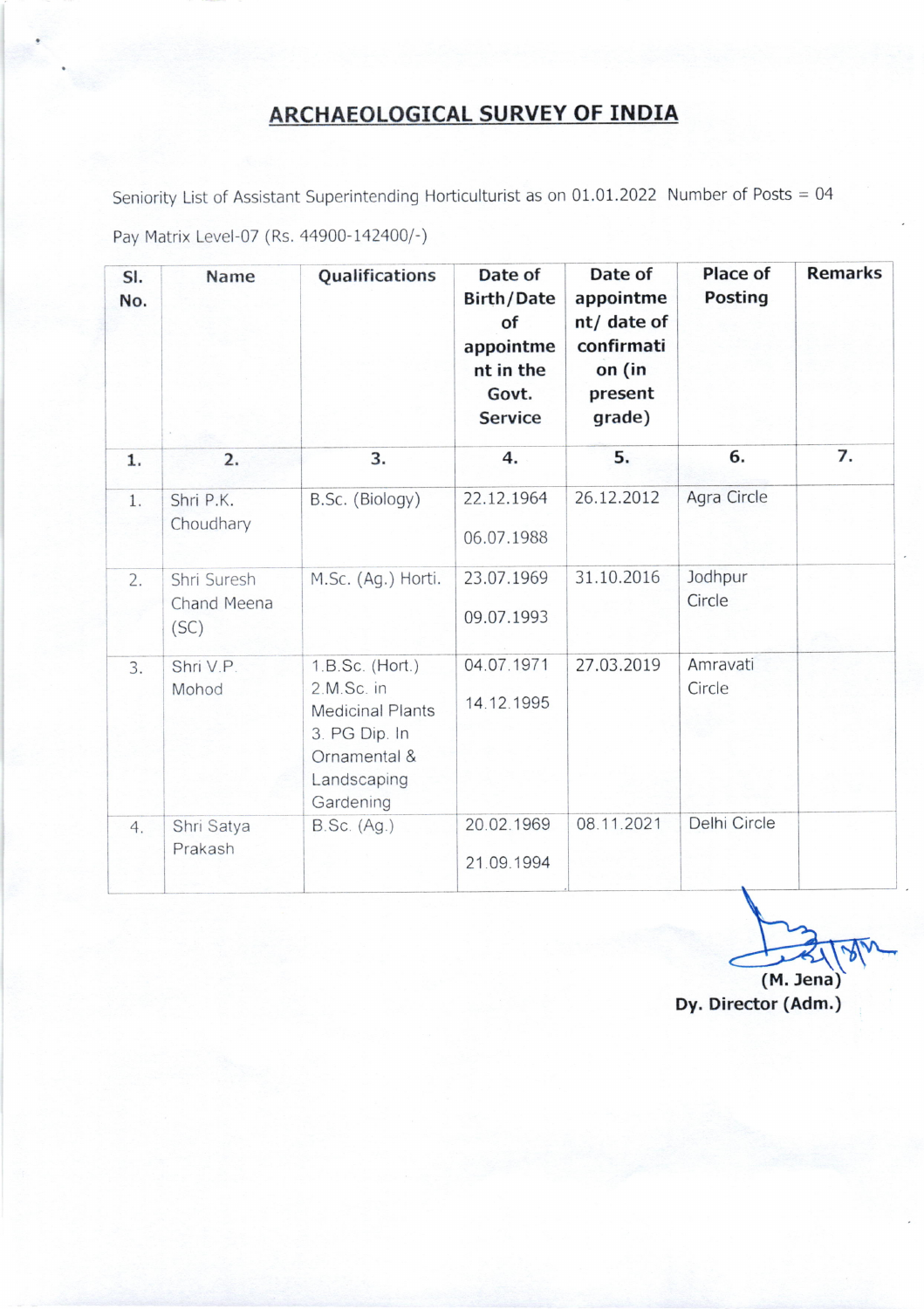# ARCHAEOLOGICAL SURVEY OF INDIA

Seniority List of Assistant Superintending Horticulturist as on 01.01.2022 Number of Posts = 04

Pay Matrix Level-07 (Rs. 44900-142400/-)

| Sl. No. | Name | Qualifications | Date of Birth/Date of appointment in the Govt. Service | Date of appointment/ date of confirmation (in present grade) | Place of Posting | Remarks |
|---|---|---|---|---|---|---|
| 1. | 2. | 3. | 4. | 5. | 6. | 7. |
| 1. | Shri P.K. Choudhary | B.Sc. (Biology) | 22.12.1964<br>06.07.1988 | 26.12.2012 | Agra Circle | |
| 2. | Shri Suresh Chand Meena (SC) | M.Sc. (Ag.) Horti. | 23.07.1969<br>09.07.1993 | 31.10.2016 | Jodhpur Circle | |
| 3. | Shri V.P. Mohod | 1.B.Sc. (Hort.)<br>2.M.Sc. in Medicinal Plants<br>3. PG Dip. In Ornamental & Landscaping Gardening | 04.07.1971<br>14.12.1995 | 27.03.2019 | Amravati Circle | |
| 4. | Shri Satya Prakash | B.Sc. (Ag.) | 20.02.1969<br>21.09.1994 | 08.11.2021 | Delhi Circle | |

(M. Jena)
**Dy. Director (Adm.)**